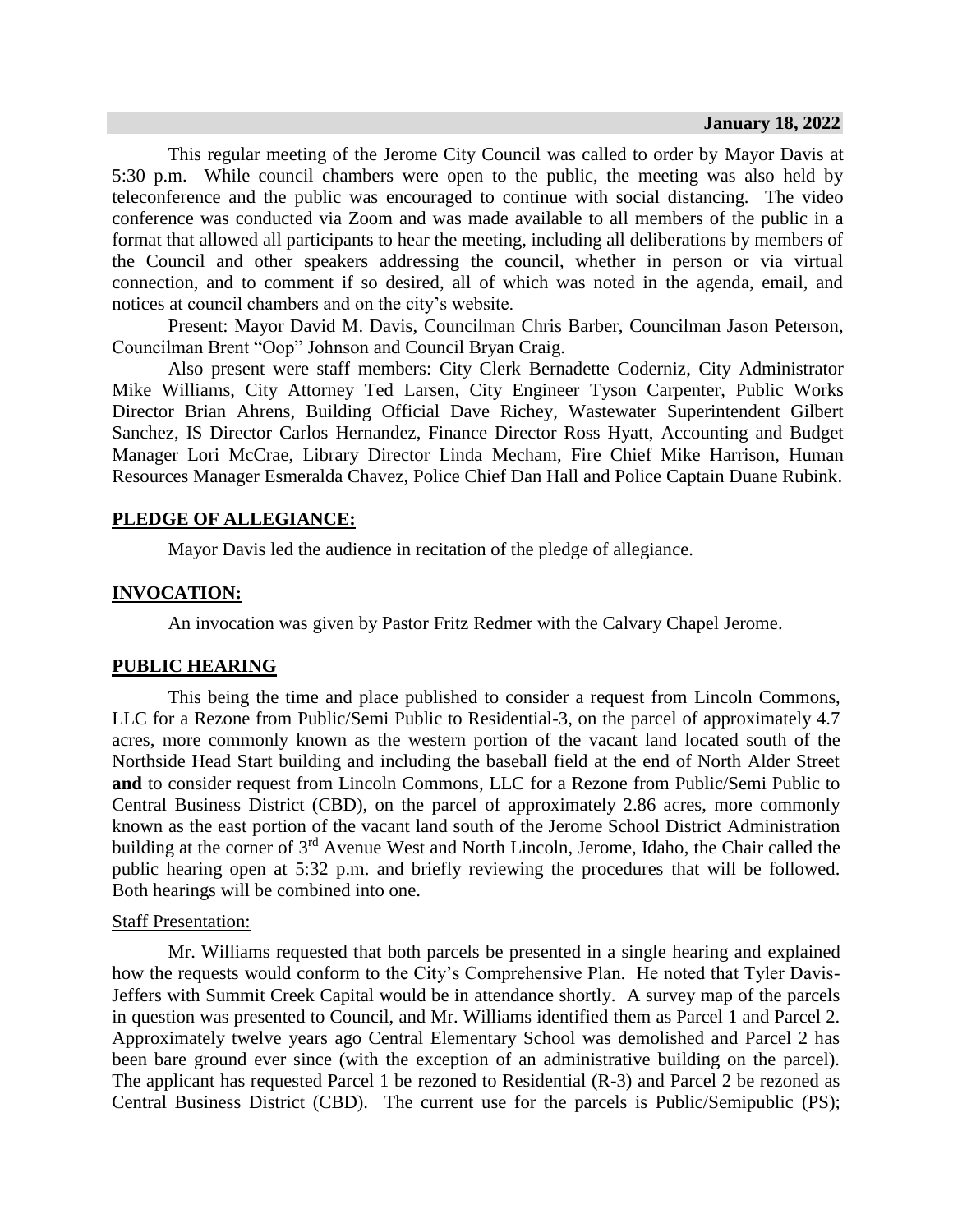**January 18, 2022**

This regular meeting of the Jerome City Council was called to order by Mayor Davis at 5:30 p.m. While council chambers were open to the public, the meeting was also held by teleconference and the public was encouraged to continue with social distancing. The video conference was conducted via Zoom and was made available to all members of the public in a format that allowed all participants to hear the meeting, including all deliberations by members of the Council and other speakers addressing the council, whether in person or via virtual connection, and to comment if so desired, all of which was noted in the agenda, email, and notices at council chambers and on the city's website.

Present: Mayor David M. Davis, Councilman Chris Barber, Councilman Jason Peterson, Councilman Brent "Oop" Johnson and Council Bryan Craig.

Also present were staff members: City Clerk Bernadette Coderniz, City Administrator Mike Williams, City Attorney Ted Larsen, City Engineer Tyson Carpenter, Public Works Director Brian Ahrens, Building Official Dave Richey, Wastewater Superintendent Gilbert Sanchez, IS Director Carlos Hernandez, Finance Director Ross Hyatt, Accounting and Budget Manager Lori McCrae, Library Director Linda Mecham, Fire Chief Mike Harrison, Human Resources Manager Esmeralda Chavez, Police Chief Dan Hall and Police Captain Duane Rubink.

**PLEDGE OF ALLEGIANCE:**

Mayor Davis led the audience in recitation of the pledge of allegiance.

**INVOCATION:**

An invocation was given by Pastor Fritz Redmer with the Calvary Chapel Jerome.

**PUBLIC HEARING**

This being the time and place published to consider a request from Lincoln Commons, LLC for a Rezone from Public/Semi Public to Residential-3, on the parcel of approximately 4.7 acres, more commonly known as the western portion of the vacant land located south of the Northside Head Start building and including the baseball field at the end of North Alder Street **and** to consider request from Lincoln Commons, LLC for a Rezone from Public/Semi Public to Central Business District (CBD), on the parcel of approximately 2.86 acres, more commonly known as the east portion of the vacant land south of the Jerome School District Administration building at the corner of 3rd Avenue West and North Lincoln, Jerome, Idaho, the Chair called the public hearing open at 5:32 p.m. and briefly reviewing the procedures that will be followed. Both hearings will be combined into one.

Staff Presentation:

Mr. Williams requested that both parcels be presented in a single hearing and explained how the requests would conform to the City's Comprehensive Plan. He noted that Tyler Davis-Jeffers with Summit Creek Capital would be in attendance shortly. A survey map of the parcels in question was presented to Council, and Mr. Williams identified them as Parcel 1 and Parcel 2. Approximately twelve years ago Central Elementary School was demolished and Parcel 2 has been bare ground ever since (with the exception of an administrative building on the parcel). The applicant has requested Parcel 1 be rezoned to Residential (R-3) and Parcel 2 be rezoned as Central Business District (CBD). The current use for the parcels is Public/Semipublic (PS);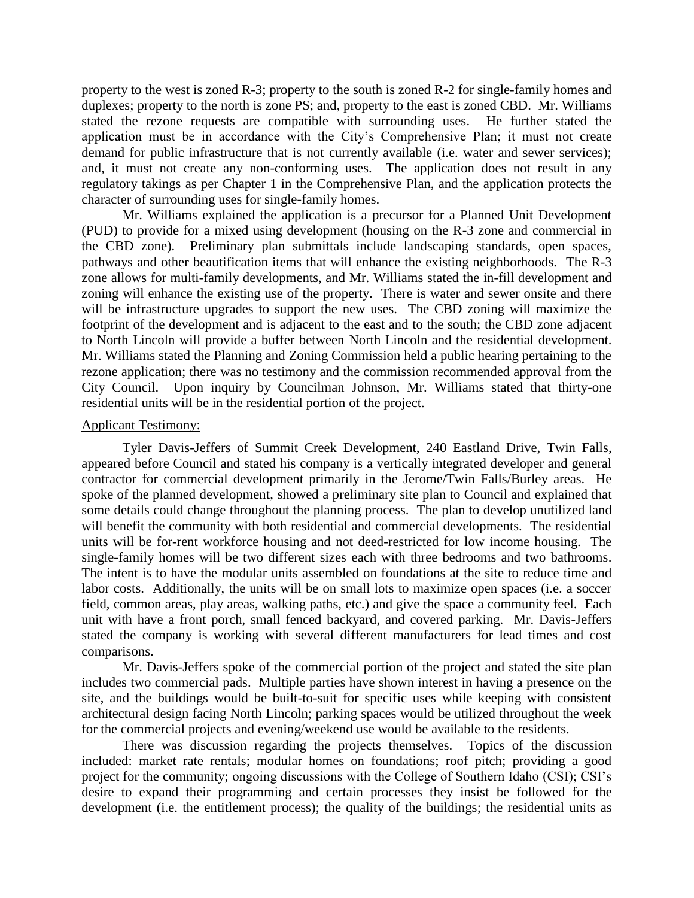property to the west is zoned R-3; property to the south is zoned R-2 for single-family homes and duplexes; property to the north is zone PS; and, property to the east is zoned CBD. Mr. Williams stated the rezone requests are compatible with surrounding uses. He further stated the application must be in accordance with the City's Comprehensive Plan; it must not create demand for public infrastructure that is not currently available (i.e. water and sewer services); and, it must not create any non-conforming uses. The application does not result in any regulatory takings as per Chapter 1 in the Comprehensive Plan, and the application protects the character of surrounding uses for single-family homes.

Mr. Williams explained the application is a precursor for a Planned Unit Development (PUD) to provide for a mixed using development (housing on the R-3 zone and commercial in the CBD zone). Preliminary plan submittals include landscaping standards, open spaces, pathways and other beautification items that will enhance the existing neighborhoods. The R-3 zone allows for multi-family developments, and Mr. Williams stated the in-fill development and zoning will enhance the existing use of the property. There is water and sewer onsite and there will be infrastructure upgrades to support the new uses. The CBD zoning will maximize the footprint of the development and is adjacent to the east and to the south; the CBD zone adjacent to North Lincoln will provide a buffer between North Lincoln and the residential development. Mr. Williams stated the Planning and Zoning Commission held a public hearing pertaining to the rezone application; there was no testimony and the commission recommended approval from the City Council. Upon inquiry by Councilman Johnson, Mr. Williams stated that thirty-one residential units will be in the residential portion of the project.

Applicant Testimony:

Tyler Davis-Jeffers of Summit Creek Development, 240 Eastland Drive, Twin Falls, appeared before Council and stated his company is a vertically integrated developer and general contractor for commercial development primarily in the Jerome/Twin Falls/Burley areas. He spoke of the planned development, showed a preliminary site plan to Council and explained that some details could change throughout the planning process. The plan to develop unutilized land will benefit the community with both residential and commercial developments. The residential units will be for-rent workforce housing and not deed-restricted for low income housing. The single-family homes will be two different sizes each with three bedrooms and two bathrooms. The intent is to have the modular units assembled on foundations at the site to reduce time and labor costs. Additionally, the units will be on small lots to maximize open spaces (i.e. a soccer field, common areas, play areas, walking paths, etc.) and give the space a community feel. Each unit with have a front porch, small fenced backyard, and covered parking. Mr. Davis-Jeffers stated the company is working with several different manufacturers for lead times and cost comparisons.

Mr. Davis-Jeffers spoke of the commercial portion of the project and stated the site plan includes two commercial pads. Multiple parties have shown interest in having a presence on the site, and the buildings would be built-to-suit for specific uses while keeping with consistent architectural design facing North Lincoln; parking spaces would be utilized throughout the week for the commercial projects and evening/weekend use would be available to the residents.

There was discussion regarding the projects themselves. Topics of the discussion included: market rate rentals; modular homes on foundations; roof pitch; providing a good project for the community; ongoing discussions with the College of Southern Idaho (CSI); CSI's desire to expand their programming and certain processes they insist be followed for the development (i.e. the entitlement process); the quality of the buildings; the residential units as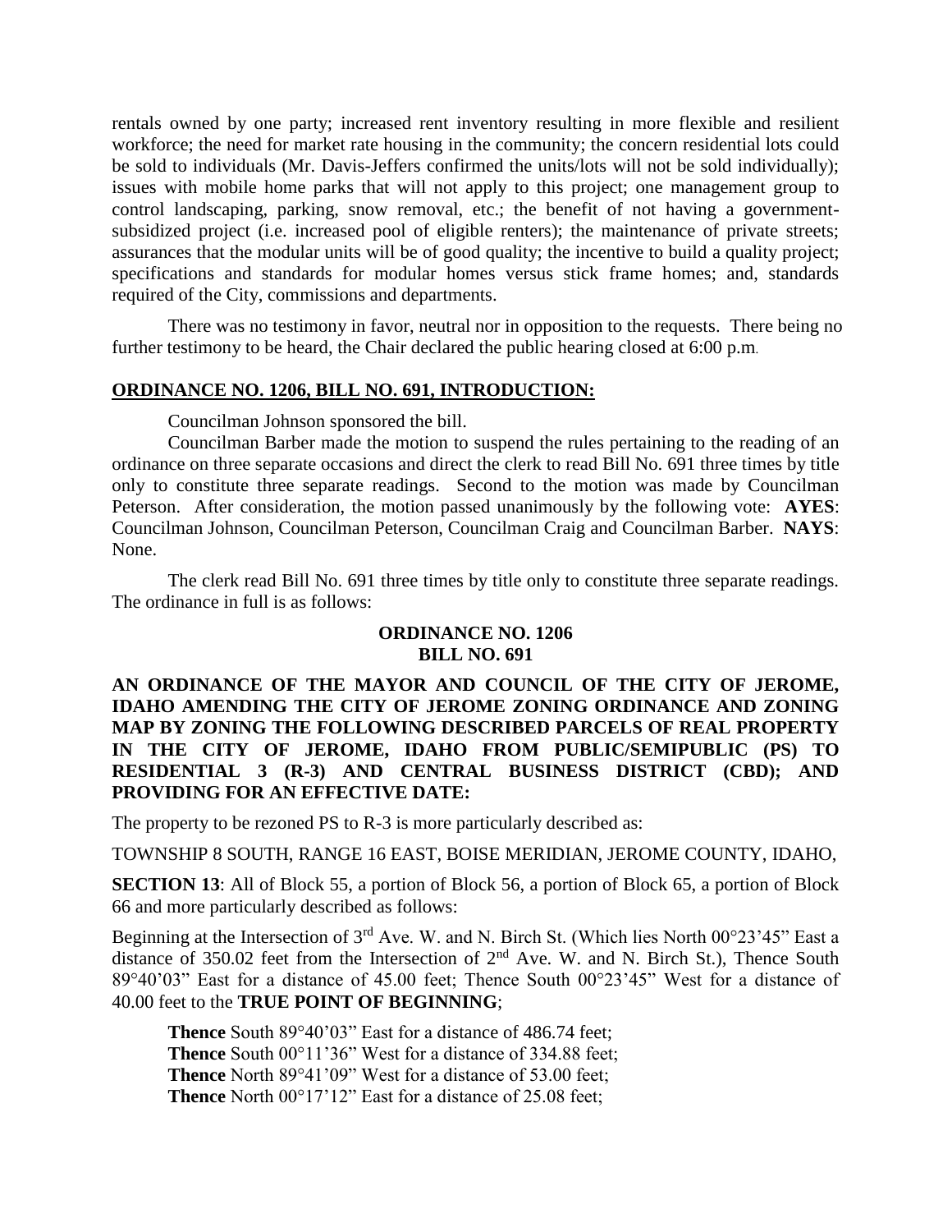rentals owned by one party; increased rent inventory resulting in more flexible and resilient workforce; the need for market rate housing in the community; the concern residential lots could be sold to individuals (Mr. Davis-Jeffers confirmed the units/lots will not be sold individually); issues with mobile home parks that will not apply to this project; one management group to control landscaping, parking, snow removal, etc.; the benefit of not having a government-subsidized project (i.e. increased pool of eligible renters); the maintenance of private streets; assurances that the modular units will be of good quality; the incentive to build a quality project; specifications and standards for modular homes versus stick frame homes; and, standards required of the City, commissions and departments.

There was no testimony in favor, neutral nor in opposition to the requests. There being no further testimony to be heard, the Chair declared the public hearing closed at 6:00 p.m.

**ORDINANCE NO. 1206, BILL NO. 691, INTRODUCTION:**

Councilman Johnson sponsored the bill.

Councilman Barber made the motion to suspend the rules pertaining to the reading of an ordinance on three separate occasions and direct the clerk to read Bill No. 691 three times by title only to constitute three separate readings. Second to the motion was made by Councilman Peterson. After consideration, the motion passed unanimously by the following vote: **AYES**: Councilman Johnson, Councilman Peterson, Councilman Craig and Councilman Barber. **NAYS**: None.

The clerk read Bill No. 691 three times by title only to constitute three separate readings. The ordinance in full is as follows:

**ORDINANCE NO. 1206**
**BILL NO. 691**

**AN ORDINANCE OF THE MAYOR AND COUNCIL OF THE CITY OF JEROME, IDAHO AMENDING THE CITY OF JEROME ZONING ORDINANCE AND ZONING MAP BY ZONING THE FOLLOWING DESCRIBED PARCELS OF REAL PROPERTY IN THE CITY OF JEROME, IDAHO FROM PUBLIC/SEMIPUBLIC (PS) TO RESIDENTIAL 3 (R-3) AND CENTRAL BUSINESS DISTRICT (CBD); AND PROVIDING FOR AN EFFECTIVE DATE:**

The property to be rezoned PS to R-3 is more particularly described as:

TOWNSHIP 8 SOUTH, RANGE 16 EAST, BOISE MERIDIAN, JEROME COUNTY, IDAHO,

**SECTION 13**: All of Block 55, a portion of Block 56, a portion of Block 65, a portion of Block 66 and more particularly described as follows:

Beginning at the Intersection of 3rd Ave. W. and N. Birch St. (Which lies North 00°23'45" East a distance of 350.02 feet from the Intersection of 2nd Ave. W. and N. Birch St.), Thence South 89°40'03" East for a distance of 45.00 feet; Thence South 00°23'45" West for a distance of 40.00 feet to the **TRUE POINT OF BEGINNING**;

**Thence** South 89°40'03" East for a distance of 486.74 feet;
**Thence** South 00°11'36" West for a distance of 334.88 feet;
**Thence** North 89°41'09" West for a distance of 53.00 feet;
**Thence** North 00°17'12" East for a distance of 25.08 feet;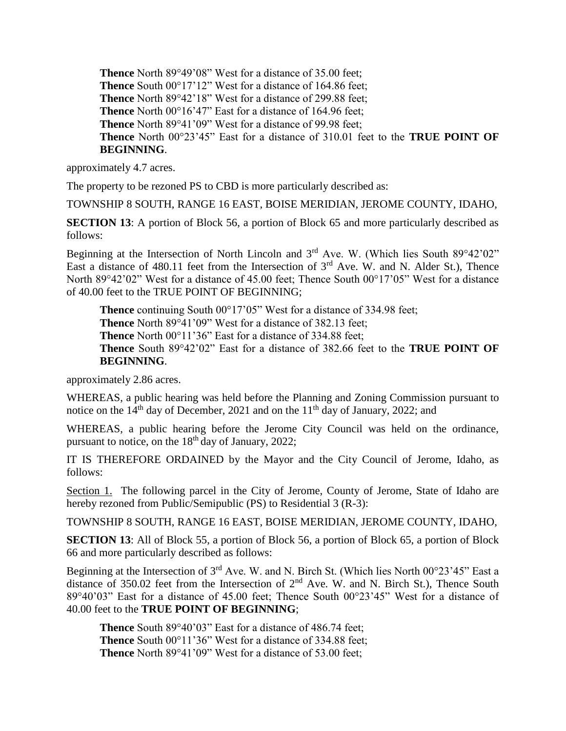**Thence** North 89°49'08" West for a distance of 35.00 feet;
**Thence** South 00°17'12" West for a distance of 164.86 feet;
**Thence** North 89°42'18" West for a distance of 299.88 feet;
**Thence** North 00°16'47" East for a distance of 164.96 feet;
**Thence** North 89°41'09" West for a distance of 99.98 feet;
**Thence** North 00°23'45" East for a distance of 310.01 feet to the **TRUE POINT OF BEGINNING**.

approximately 4.7 acres.

The property to be rezoned PS to CBD is more particularly described as:

TOWNSHIP 8 SOUTH, RANGE 16 EAST, BOISE MERIDIAN, JEROME COUNTY, IDAHO,

**SECTION 13**: A portion of Block 56, a portion of Block 65 and more particularly described as follows:

Beginning at the Intersection of North Lincoln and 3rd Ave. W. (Which lies South 89°42'02" East a distance of 480.11 feet from the Intersection of 3rd Ave. W. and N. Alder St.), Thence North 89°42'02" West for a distance of 45.00 feet; Thence South 00°17'05" West for a distance of 40.00 feet to the TRUE POINT OF BEGINNING;

**Thence** continuing South 00°17'05" West for a distance of 334.98 feet;
**Thence** North 89°41'09" West for a distance of 382.13 feet;
**Thence** North 00°11'36" East for a distance of 334.88 feet;
**Thence** South 89°42'02" East for a distance of 382.66 feet to the **TRUE POINT OF BEGINNING**.

approximately 2.86 acres.

WHEREAS, a public hearing was held before the Planning and Zoning Commission pursuant to notice on the 14th day of December, 2021 and on the 11th day of January, 2022; and

WHEREAS, a public hearing before the Jerome City Council was held on the ordinance, pursuant to notice, on the 18th day of January, 2022;

IT IS THEREFORE ORDAINED by the Mayor and the City Council of Jerome, Idaho, as follows:

Section 1. The following parcel in the City of Jerome, County of Jerome, State of Idaho are hereby rezoned from Public/Semipublic (PS) to Residential 3 (R-3):

TOWNSHIP 8 SOUTH, RANGE 16 EAST, BOISE MERIDIAN, JEROME COUNTY, IDAHO,

**SECTION 13**: All of Block 55, a portion of Block 56, a portion of Block 65, a portion of Block 66 and more particularly described as follows:

Beginning at the Intersection of 3rd Ave. W. and N. Birch St. (Which lies North 00°23'45" East a distance of 350.02 feet from the Intersection of 2nd Ave. W. and N. Birch St.), Thence South 89°40'03" East for a distance of 45.00 feet; Thence South 00°23'45" West for a distance of 40.00 feet to the **TRUE POINT OF BEGINNING**;

**Thence** South 89°40'03" East for a distance of 486.74 feet;
**Thence** South 00°11'36" West for a distance of 334.88 feet;
**Thence** North 89°41'09" West for a distance of 53.00 feet;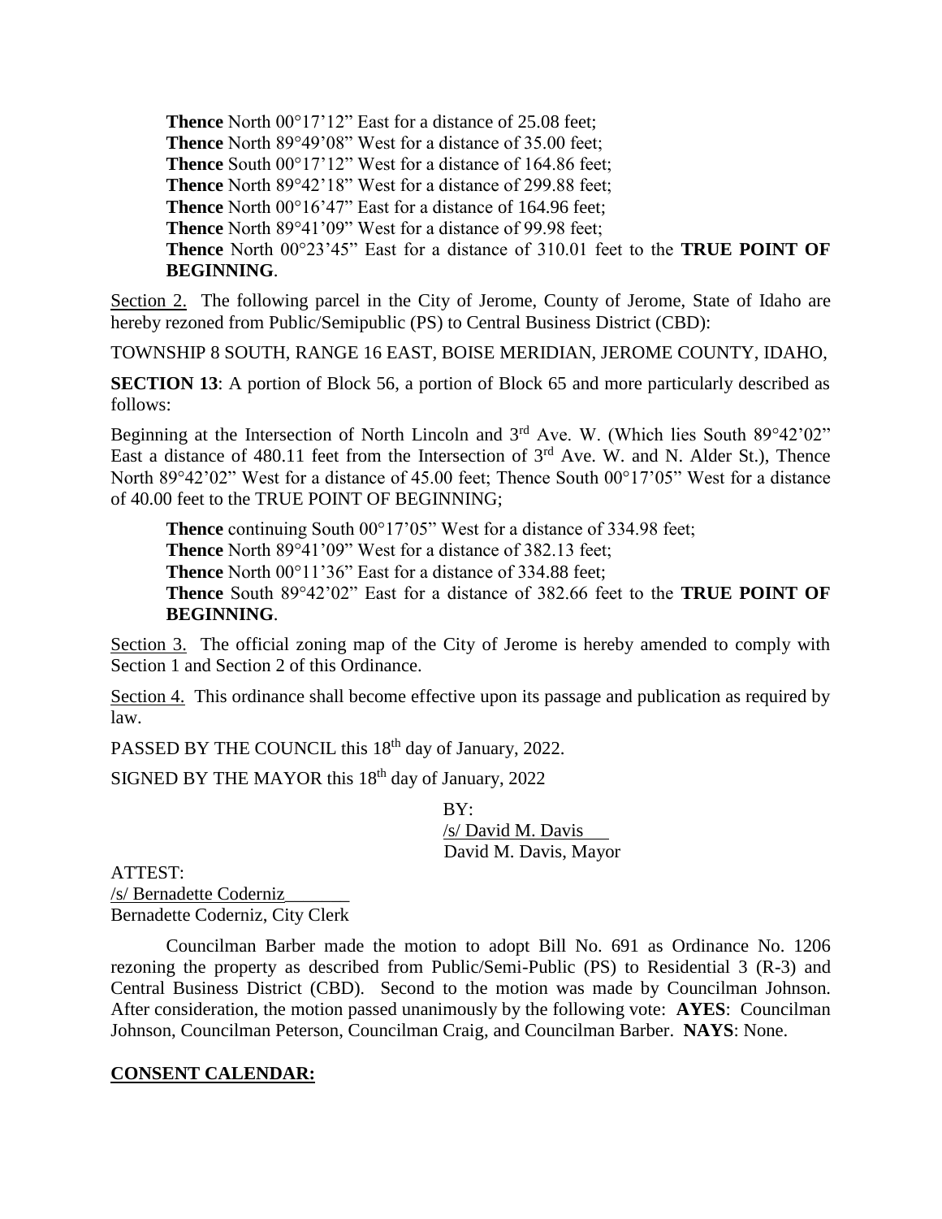**Thence** North 00°17'12" East for a distance of 25.08 feet;
**Thence** North 89°49'08" West for a distance of 35.00 feet;
**Thence** South 00°17'12" West for a distance of 164.86 feet;
**Thence** North 89°42'18" West for a distance of 299.88 feet;
**Thence** North 00°16'47" East for a distance of 164.96 feet;
**Thence** North 89°41'09" West for a distance of 99.98 feet;
**Thence** North 00°23'45" East for a distance of 310.01 feet to the **TRUE POINT OF BEGINNING**.

Section 2. The following parcel in the City of Jerome, County of Jerome, State of Idaho are hereby rezoned from Public/Semipublic (PS) to Central Business District (CBD):

TOWNSHIP 8 SOUTH, RANGE 16 EAST, BOISE MERIDIAN, JEROME COUNTY, IDAHO,

**SECTION 13**: A portion of Block 56, a portion of Block 65 and more particularly described as follows:

Beginning at the Intersection of North Lincoln and 3rd Ave. W. (Which lies South 89°42'02" East a distance of 480.11 feet from the Intersection of 3rd Ave. W. and N. Alder St.), Thence North 89°42'02" West for a distance of 45.00 feet; Thence South 00°17'05" West for a distance of 40.00 feet to the TRUE POINT OF BEGINNING;

**Thence** continuing South 00°17'05" West for a distance of 334.98 feet;
**Thence** North 89°41'09" West for a distance of 382.13 feet;
**Thence** North 00°11'36" East for a distance of 334.88 feet;
**Thence** South 89°42'02" East for a distance of 382.66 feet to the **TRUE POINT OF BEGINNING**.

Section 3. The official zoning map of the City of Jerome is hereby amended to comply with Section 1 and Section 2 of this Ordinance.

Section 4. This ordinance shall become effective upon its passage and publication as required by law.

PASSED BY THE COUNCIL this 18th day of January, 2022.

SIGNED BY THE MAYOR this 18th day of January, 2022

BY:
/s/ David M. Davis
David M. Davis, Mayor

ATTEST:
/s/ Bernadette Coderniz
Bernadette Coderniz, City Clerk

Councilman Barber made the motion to adopt Bill No. 691 as Ordinance No. 1206 rezoning the property as described from Public/Semi-Public (PS) to Residential 3 (R-3) and Central Business District (CBD). Second to the motion was made by Councilman Johnson. After consideration, the motion passed unanimously by the following vote: **AYES**: Councilman Johnson, Councilman Peterson, Councilman Craig, and Councilman Barber. **NAYS**: None.

## CONSENT CALENDAR: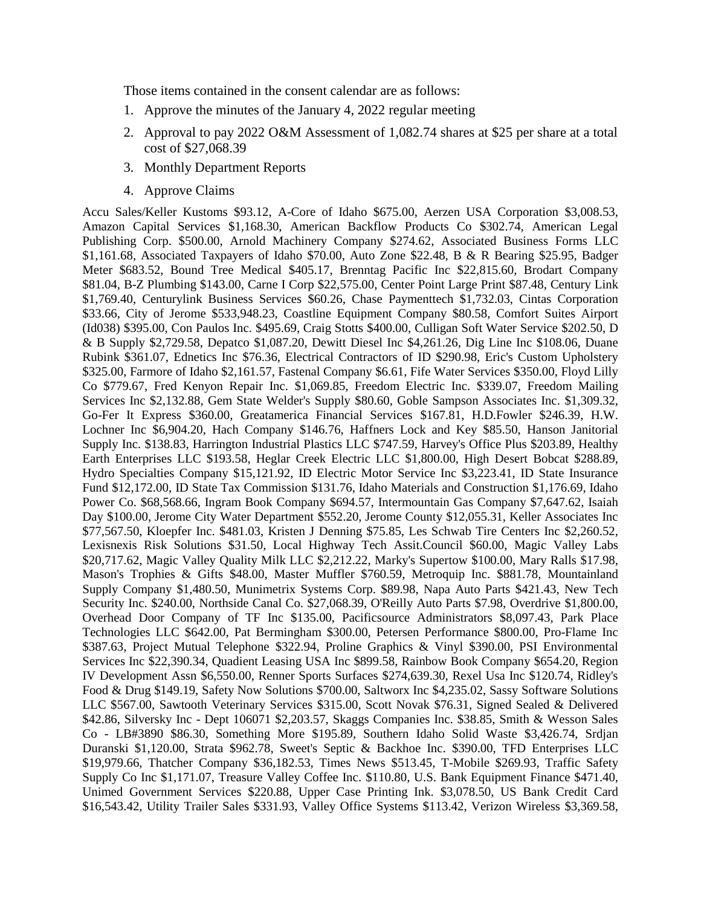Those items contained in the consent calendar are as follows:

1. Approve the minutes of the January 4, 2022 regular meeting
2. Approval to pay 2022 O&M Assessment of 1,082.74 shares at $25 per share at a total cost of $27,068.39
3. Monthly Department Reports
4. Approve Claims

Accu Sales/Keller Kustoms $93.12, A-Core of Idaho $675.00, Aerzen USA Corporation $3,008.53, Amazon Capital Services $1,168.30, American Backflow Products Co $302.74, American Legal Publishing Corp. $500.00, Arnold Machinery Company $274.62, Associated Business Forms LLC $1,161.68, Associated Taxpayers of Idaho $70.00, Auto Zone $22.48, B & R Bearing $25.95, Badger Meter $683.52, Bound Tree Medical $405.17, Brenntag Pacific Inc $22,815.60, Brodart Company $81.04, B-Z Plumbing $143.00, Carne I Corp $22,575.00, Center Point Large Print $87.48, Century Link $1,769.40, Centurylink Business Services $60.26, Chase Paymenttech $1,732.03, Cintas Corporation $33.66, City of Jerome $533,948.23, Coastline Equipment Company $80.58, Comfort Suites Airport (Id038) $395.00, Con Paulos Inc. $495.69, Craig Stotts $400.00, Culligan Soft Water Service $202.50, D & B Supply $2,729.58, Depatco $1,087.20, Dewitt Diesel Inc $4,261.26, Dig Line Inc $108.06, Duane Rubink $361.07, Ednetics Inc $76.36, Electrical Contractors of ID $290.98, Eric's Custom Upholstery $325.00, Farmore of Idaho $2,161.57, Fastenal Company $6.61, Fife Water Services $350.00, Floyd Lilly Co $779.67, Fred Kenyon Repair Inc. $1,069.85, Freedom Electric Inc. $339.07, Freedom Mailing Services Inc $2,132.88, Gem State Welder's Supply $80.60, Goble Sampson Associates Inc. $1,309.32, Go-Fer It Express $360.00, Greatamerica Financial Services $167.81, H.D.Fowler $246.39, H.W. Lochner Inc $6,904.20, Hach Company $146.76, Haffners Lock and Key $85.50, Hanson Janitorial Supply Inc. $138.83, Harrington Industrial Plastics LLC $747.59, Harvey's Office Plus $203.89, Healthy Earth Enterprises LLC $193.58, Heglar Creek Electric LLC $1,800.00, High Desert Bobcat $288.89, Hydro Specialties Company $15,121.92, ID Electric Motor Service Inc $3,223.41, ID State Insurance Fund $12,172.00, ID State Tax Commission $131.76, Idaho Materials and Construction $1,176.69, Idaho Power Co. $68,568.66, Ingram Book Company $694.57, Intermountain Gas Company $7,647.62, Isaiah Day $100.00, Jerome City Water Department $552.20, Jerome County $12,055.31, Keller Associates Inc $77,567.50, Kloepfer Inc. $481.03, Kristen J Denning $75.85, Les Schwab Tire Centers Inc $2,260.52, Lexisnexis Risk Solutions $31.50, Local Highway Tech Assit.Council $60.00, Magic Valley Labs $20,717.62, Magic Valley Quality Milk LLC $2,212.22, Marky's Supertow $100.00, Mary Ralls $17.98, Mason's Trophies & Gifts $48.00, Master Muffler $760.59, Metroquip Inc. $881.78, Mountainland Supply Company $1,480.50, Munimetrix Systems Corp. $89.98, Napa Auto Parts $421.43, New Tech Security Inc. $240.00, Northside Canal Co. $27,068.39, O'Reilly Auto Parts $7.98, Overdrive $1,800.00, Overhead Door Company of TF Inc $135.00, Pacificsource Administrators $8,097.43, Park Place Technologies LLC $642.00, Pat Bermingham $300.00, Petersen Performance $800.00, Pro-Flame Inc $387.63, Project Mutual Telephone $322.94, Proline Graphics & Vinyl $390.00, PSI Environmental Services Inc $22,390.34, Quadient Leasing USA Inc $899.58, Rainbow Book Company $654.20, Region IV Development Assn $6,550.00, Renner Sports Surfaces $274,639.30, Rexel Usa Inc $120.74, Ridley's Food & Drug $149.19, Safety Now Solutions $700.00, Saltworx Inc $4,235.02, Sassy Software Solutions LLC $567.00, Sawtooth Veterinary Services $315.00, Scott Novak $76.31, Signed Sealed & Delivered $42.86, Silversky Inc - Dept 106071 $2,203.57, Skaggs Companies Inc. $38.85, Smith & Wesson Sales Co - LB#3890 $86.30, Something More $195.89, Southern Idaho Solid Waste $3,426.74, Srdjan Duranski $1,120.00, Strata $962.78, Sweet's Septic & Backhoe Inc. $390.00, TFD Enterprises LLC $19,979.66, Thatcher Company $36,182.53, Times News $513.45, T-Mobile $269.93, Traffic Safety Supply Co Inc $1,171.07, Treasure Valley Coffee Inc. $110.80, U.S. Bank Equipment Finance $471.40, Unimed Government Services $220.88, Upper Case Printing Ink. $3,078.50, US Bank Credit Card $16,543.42, Utility Trailer Sales $331.93, Valley Office Systems $113.42, Verizon Wireless $3,369.58,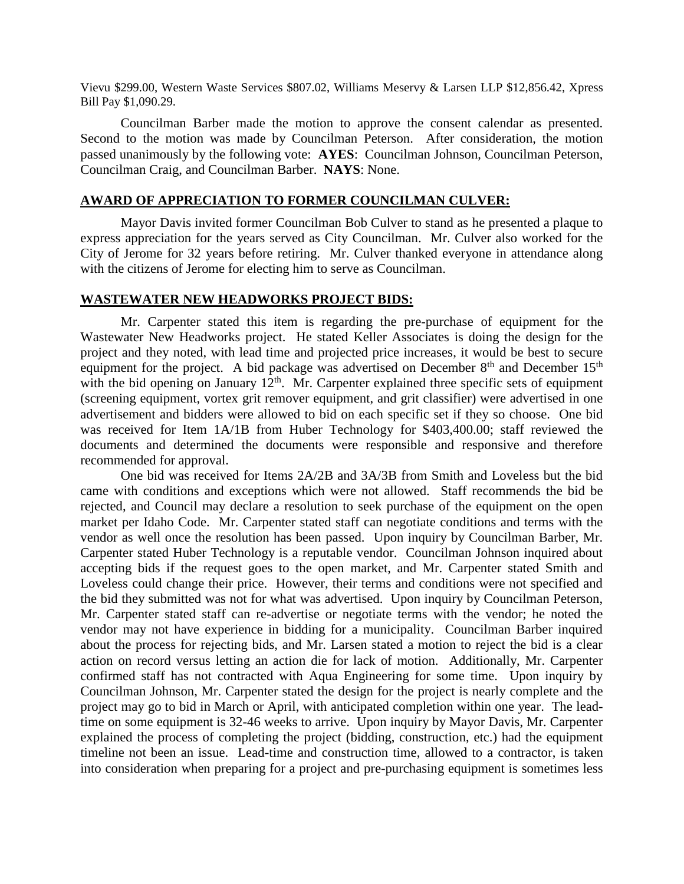Vievu $299.00, Western Waste Services $807.02, Williams Meservy & Larsen LLP $12,856.42, Xpress Bill Pay $1,090.29.

Councilman Barber made the motion to approve the consent calendar as presented. Second to the motion was made by Councilman Peterson. After consideration, the motion passed unanimously by the following vote: **AYES**: Councilman Johnson, Councilman Peterson, Councilman Craig, and Councilman Barber. **NAYS**: None.

## AWARD OF APPRECIATION TO FORMER COUNCILMAN CULVER:

Mayor Davis invited former Councilman Bob Culver to stand as he presented a plaque to express appreciation for the years served as City Councilman. Mr. Culver also worked for the City of Jerome for 32 years before retiring. Mr. Culver thanked everyone in attendance along with the citizens of Jerome for electing him to serve as Councilman.

## WASTEWATER NEW HEADWORKS PROJECT BIDS:

Mr. Carpenter stated this item is regarding the pre-purchase of equipment for the Wastewater New Headworks project. He stated Keller Associates is doing the design for the project and they noted, with lead time and projected price increases, it would be best to secure equipment for the project. A bid package was advertised on December 8th and December 15th with the bid opening on January 12th. Mr. Carpenter explained three specific sets of equipment (screening equipment, vortex grit remover equipment, and grit classifier) were advertised in one advertisement and bidders were allowed to bid on each specific set if they so choose. One bid was received for Item 1A/1B from Huber Technology for $403,400.00; staff reviewed the documents and determined the documents were responsible and responsive and therefore recommended for approval.

One bid was received for Items 2A/2B and 3A/3B from Smith and Loveless but the bid came with conditions and exceptions which were not allowed. Staff recommends the bid be rejected, and Council may declare a resolution to seek purchase of the equipment on the open market per Idaho Code. Mr. Carpenter stated staff can negotiate conditions and terms with the vendor as well once the resolution has been passed. Upon inquiry by Councilman Barber, Mr. Carpenter stated Huber Technology is a reputable vendor. Councilman Johnson inquired about accepting bids if the request goes to the open market, and Mr. Carpenter stated Smith and Loveless could change their price. However, their terms and conditions were not specified and the bid they submitted was not for what was advertised. Upon inquiry by Councilman Peterson, Mr. Carpenter stated staff can re-advertise or negotiate terms with the vendor; he noted the vendor may not have experience in bidding for a municipality. Councilman Barber inquired about the process for rejecting bids, and Mr. Larsen stated a motion to reject the bid is a clear action on record versus letting an action die for lack of motion. Additionally, Mr. Carpenter confirmed staff has not contracted with Aqua Engineering for some time. Upon inquiry by Councilman Johnson, Mr. Carpenter stated the design for the project is nearly complete and the project may go to bid in March or April, with anticipated completion within one year. The lead-time on some equipment is 32-46 weeks to arrive. Upon inquiry by Mayor Davis, Mr. Carpenter explained the process of completing the project (bidding, construction, etc.) had the equipment timeline not been an issue. Lead-time and construction time, allowed to a contractor, is taken into consideration when preparing for a project and pre-purchasing equipment is sometimes less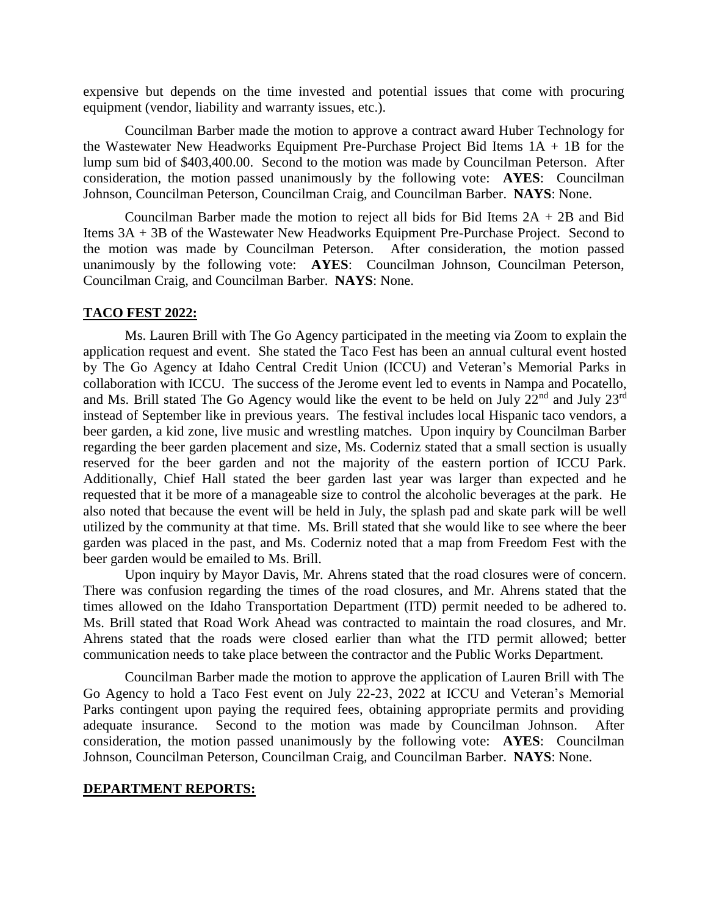expensive but depends on the time invested and potential issues that come with procuring equipment (vendor, liability and warranty issues, etc.).

Councilman Barber made the motion to approve a contract award Huber Technology for the Wastewater New Headworks Equipment Pre-Purchase Project Bid Items 1A + 1B for the lump sum bid of $403,400.00. Second to the motion was made by Councilman Peterson. After consideration, the motion passed unanimously by the following vote: **AYES**: Councilman Johnson, Councilman Peterson, Councilman Craig, and Councilman Barber. **NAYS**: None.

Councilman Barber made the motion to reject all bids for Bid Items 2A + 2B and Bid Items 3A + 3B of the Wastewater New Headworks Equipment Pre-Purchase Project. Second to the motion was made by Councilman Peterson. After consideration, the motion passed unanimously by the following vote: **AYES**: Councilman Johnson, Councilman Peterson, Councilman Craig, and Councilman Barber. **NAYS**: None.

**TACO FEST 2022:**

Ms. Lauren Brill with The Go Agency participated in the meeting via Zoom to explain the application request and event. She stated the Taco Fest has been an annual cultural event hosted by The Go Agency at Idaho Central Credit Union (ICCU) and Veteran's Memorial Parks in collaboration with ICCU. The success of the Jerome event led to events in Nampa and Pocatello, and Ms. Brill stated The Go Agency would like the event to be held on July 22nd and July 23rd instead of September like in previous years. The festival includes local Hispanic taco vendors, a beer garden, a kid zone, live music and wrestling matches. Upon inquiry by Councilman Barber regarding the beer garden placement and size, Ms. Coderniz stated that a small section is usually reserved for the beer garden and not the majority of the eastern portion of ICCU Park. Additionally, Chief Hall stated the beer garden last year was larger than expected and he requested that it be more of a manageable size to control the alcoholic beverages at the park. He also noted that because the event will be held in July, the splash pad and skate park will be well utilized by the community at that time. Ms. Brill stated that she would like to see where the beer garden was placed in the past, and Ms. Coderniz noted that a map from Freedom Fest with the beer garden would be emailed to Ms. Brill.

Upon inquiry by Mayor Davis, Mr. Ahrens stated that the road closures were of concern. There was confusion regarding the times of the road closures, and Mr. Ahrens stated that the times allowed on the Idaho Transportation Department (ITD) permit needed to be adhered to. Ms. Brill stated that Road Work Ahead was contracted to maintain the road closures, and Mr. Ahrens stated that the roads were closed earlier than what the ITD permit allowed; better communication needs to take place between the contractor and the Public Works Department.

Councilman Barber made the motion to approve the application of Lauren Brill with The Go Agency to hold a Taco Fest event on July 22-23, 2022 at ICCU and Veteran's Memorial Parks contingent upon paying the required fees, obtaining appropriate permits and providing adequate insurance. Second to the motion was made by Councilman Johnson. After consideration, the motion passed unanimously by the following vote: **AYES**: Councilman Johnson, Councilman Peterson, Councilman Craig, and Councilman Barber. **NAYS**: None.

**DEPARTMENT REPORTS:**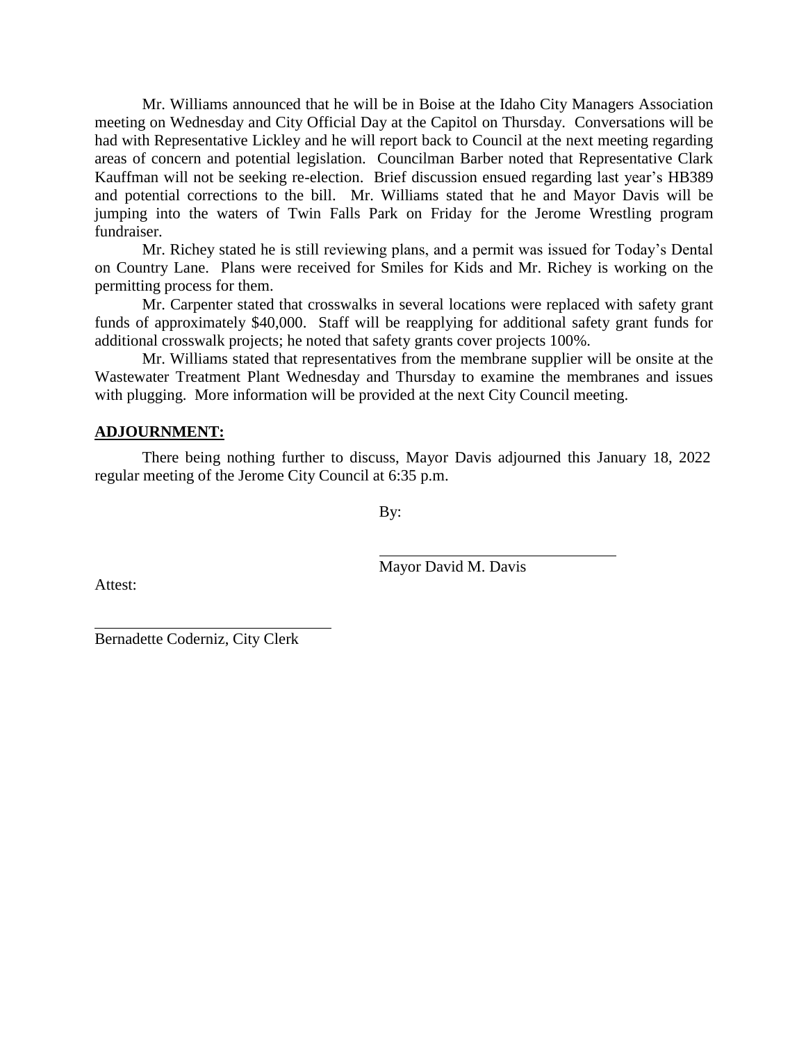Mr. Williams announced that he will be in Boise at the Idaho City Managers Association meeting on Wednesday and City Official Day at the Capitol on Thursday. Conversations will be had with Representative Lickley and he will report back to Council at the next meeting regarding areas of concern and potential legislation. Councilman Barber noted that Representative Clark Kauffman will not be seeking re-election. Brief discussion ensued regarding last year's HB389 and potential corrections to the bill. Mr. Williams stated that he and Mayor Davis will be jumping into the waters of Twin Falls Park on Friday for the Jerome Wrestling program fundraiser.

Mr. Richey stated he is still reviewing plans, and a permit was issued for Today's Dental on Country Lane. Plans were received for Smiles for Kids and Mr. Richey is working on the permitting process for them.

Mr. Carpenter stated that crosswalks in several locations were replaced with safety grant funds of approximately $40,000. Staff will be reapplying for additional safety grant funds for additional crosswalk projects; he noted that safety grants cover projects 100%.

Mr. Williams stated that representatives from the membrane supplier will be onsite at the Wastewater Treatment Plant Wednesday and Thursday to examine the membranes and issues with plugging. More information will be provided at the next City Council meeting.

**ADJOURNMENT:**

There being nothing further to discuss, Mayor Davis adjourned this January 18, 2022 regular meeting of the Jerome City Council at 6:35 p.m.

By:

\_\_\_\_\_\_\_\_\_\_\_\_\_\_\_\_\_\_\_\_\_\_\_\_\_\_\_\_\_\_\_\_

Mayor David M. Davis

Attest:

\_\_\_\_\_\_\_\_\_\_\_\_\_\_\_\_\_\_\_\_\_\_\_\_\_\_\_\_\_\_\_\_

Bernadette Coderniz, City Clerk